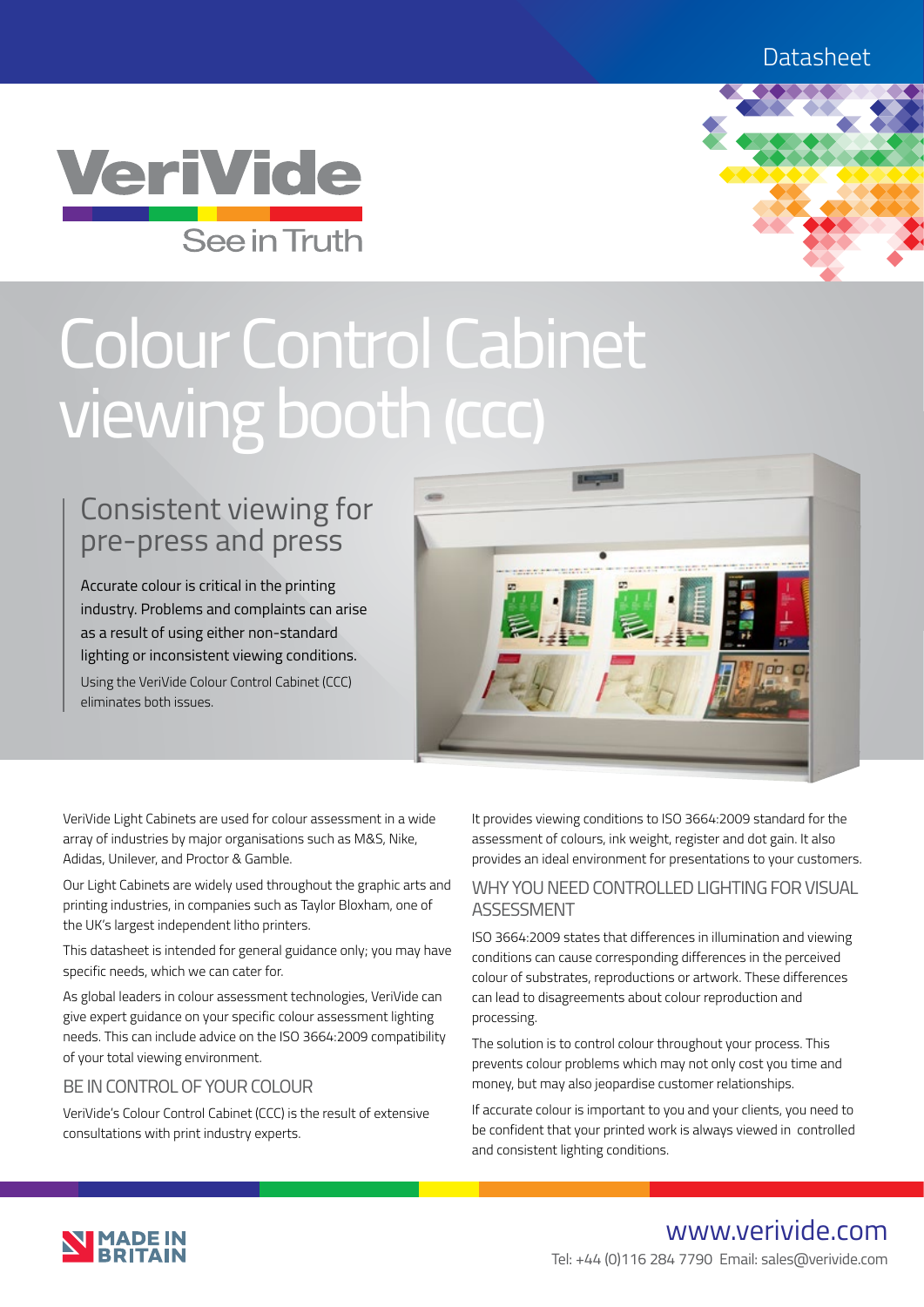Datasheet

VeriVide

See in Truth

# Colour Control Cabinet viewing booth (CCC)

## Consistent viewing for pre-press and press

Accurate colour is critical in the printing industry. Problems and complaints can arise as a result of using either non-standard lighting or inconsistent viewing conditions.

Using the VeriVide Colour Control Cabinet (CCC) eliminates both issues.

VeriVide Light Cabinets are used for colour assessment in a wide array of industries by major organisations such as M&S, Nike, Adidas, Unilever, and Proctor & Gamble.

Our Light Cabinets are widely used throughout the graphic arts and printing industries, in companies such as Taylor Bloxham, one of the UK's largest independent litho printers.

This datasheet is intended for general guidance only; you may have specific needs, which we can cater for.

As global leaders in colour assessment technologies, VeriVide can give expert guidance on your specific colour assessment lighting needs. This can include advice on the ISO 3664:2009 compatibility of your total viewing environment.

### BE IN CONTROL OF YOUR COLOUR

VeriVide's Colour Control Cabinet (CCC) is the result of extensive consultations with print industry experts.

It provides viewing conditions to ISO 3664:2009 standard for the assessment of colours, ink weight, register and dot gain. It also provides an ideal environment for presentations to your customers.

### WHY YOU NEED CONTROLLED LIGHTING FOR VISUAL ASSESSMENT

ISO 3664:2009 states that differences in illumination and viewing conditions can cause corresponding differences in the perceived colour of substrates, reproductions or artwork. These differences can lead to disagreements about colour reproduction and processing.

The solution is to control colour throughout your process. This prevents colour problems which may not only cost you time and money, but may also jeopardise customer relationships.

If accurate colour is important to you and your clients, you need to be confident that your printed work is always viewed in controlled and consistent lighting conditions.

MADE IN BRITAIN

www.verivide.com

Tel: +44 (0)116 284 7790 Email: sales@verivide.com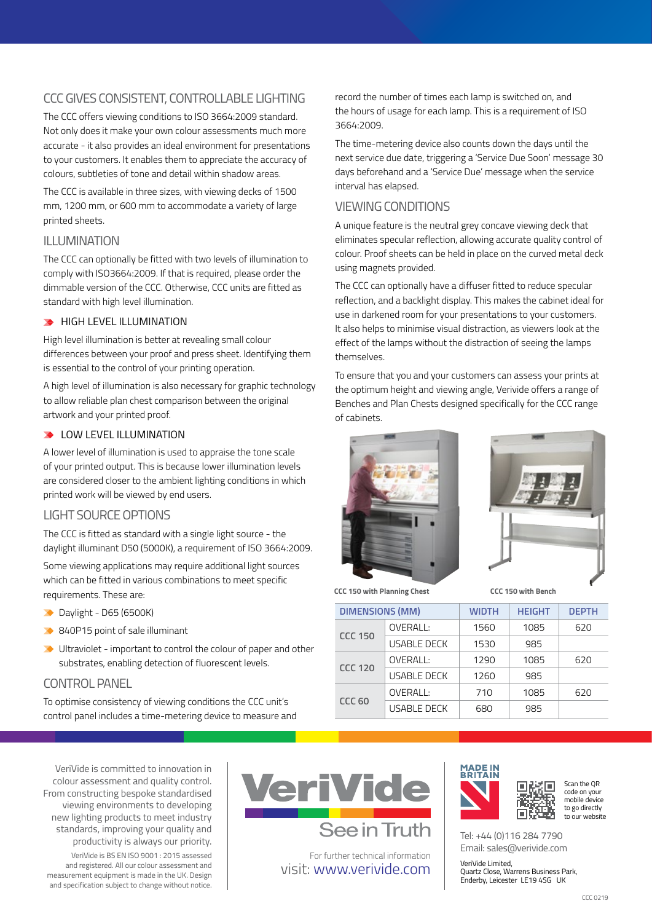## CCC GIVES CONSISTENT, CONTROLLABLE LIGHTING

The CCC offers viewing conditions to ISO 3664:2009 standard. Not only does it make your own colour assessments much more accurate - it also provides an ideal environment for presentations to your customers. It enables them to appreciate the accuracy of colours, subtleties of tone and detail within shadow areas.

The CCC is available in three sizes, with viewing decks of 1500 mm, 1200 mm, or 600 mm to accommodate a variety of large printed sheets.

## ILLUMINATION

The CCC can optionally be fitted with two levels of illumination to comply with ISO3664:2009. If that is required, please order the dimmable version of the CCC. Otherwise, CCC units are fitted as standard with high level illumination.

### HIGH LEVEL ILLUMINATION

High level illumination is better at revealing small colour differences between your proof and press sheet. Identifying them is essential to the control of your printing operation.

A high level of illumination is also necessary for graphic technology to allow reliable plan chest comparison between the original artwork and your printed proof.

### LOW LEVEL ILLUMINATION

A lower level of illumination is used to appraise the tone scale of your printed output. This is because lower illumination levels are considered closer to the ambient lighting conditions in which printed work will be viewed by end users.

## LIGHT SOURCE OPTIONS

The CCC is fitted as standard with a single light source - the daylight illuminant D50 (5000K), a requirement of ISO 3664:2009.

Some viewing applications may require additional light sources which can be fitted in various combinations to meet specific requirements. These are:

- Daylight - D65 (6500K)
- 840P15 point of sale illuminant
- Ultraviolet - important to control the colour of paper and other substrates, enabling detection of fluorescent levels.

## CONTROL PANEL

To optimise consistency of viewing conditions the CCC unit's control panel includes a time-metering device to measure and record the number of times each lamp is switched on, and the hours of usage for each lamp. This is a requirement of ISO 3664:2009.

The time-metering device also counts down the days until the next service due date, triggering a 'Service Due Soon' message 30 days beforehand and a 'Service Due' message when the service interval has elapsed.

## VIEWING CONDITIONS

A unique feature is the neutral grey concave viewing deck that eliminates specular reflection, allowing accurate quality control of colour. Proof sheets can be held in place on the curved metal deck using magnets provided.

The CCC can optionally have a diffuser fitted to reduce specular reflection, and a backlight display. This makes the cabinet ideal for use in darkened room for your presentations to your customers. It also helps to minimise visual distraction, as viewers look at the effect of the lamps without the distraction of seeing the lamps themselves.

To ensure that you and your customers can assess your prints at the optimum height and viewing angle, Verivide offers a range of Benches and Plan Chests designed specifically for the CCC range of cabinets.

CCC 150 with Planning Chest

CCC 150 with Bench

| DIMENSIONS (MM) | | WIDTH | HEIGHT | DEPTH |
|---|---|---|---|---|
| CCC 150 | OVERALL: | 1560 | 1085 | 620 |
| | USABLE DECK | 1530 | 985 | |
| CCC 120 | OVERALL: | 1290 | 1085 | 620 |
| | USABLE DECK | 1260 | 985 | |
| CCC 60 | OVERALL: | 710 | 1085 | 620 |
| | USABLE DECK | 680 | 985 | |

VeriVide is committed to innovation in colour assessment and quality control. From constructing bespoke standardised viewing environments to developing new lighting products to meet industry standards, improving your quality and productivity is always our priority.

VeriVide is BS EN ISO 9001 : 2015 assessed and registered. All our colour assessment and measurement equipment is made in the UK. Design and specification subject to change without notice.

VeriVide

See in Truth

For further technical information visit: www.verivide.com

MADE IN BRITAIN

Scan the QR code on your mobile device to go directly to our website

Tel: +44 (0)116 284 7790
Email: sales@verivide.com

VeriVide Limited,
Quartz Close, Warrens Business Park,
Enderby, Leicester LE19 4SG UK

CCC 0219